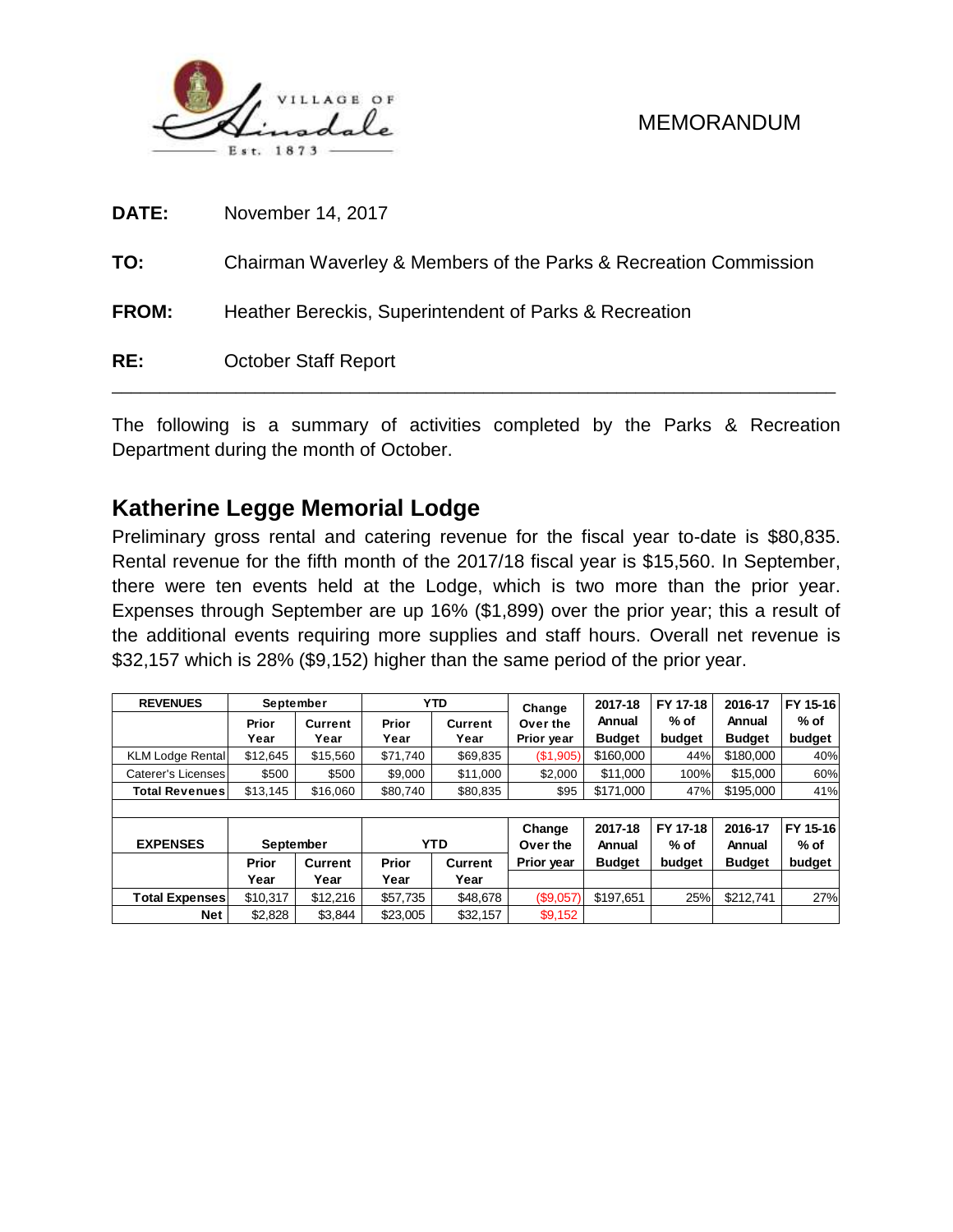VILLAGE OF Hinsdale Est. 1873

MEMORANDUM

**DATE:** November 14, 2017

**TO:** Chairman Waverley & Members of the Parks & Recreation Commission

**FROM:** Heather Bereckis, Superintendent of Parks & Recreation

**RE:** October Staff Report

---

The following is a summary of activities completed by the Parks & Recreation Department during the month of October.

## Katherine Legge Memorial Lodge

Preliminary gross rental and catering revenue for the fiscal year to-date is $80,835. Rental revenue for the fifth month of the 2017/18 fiscal year is $15,560. In September, there were ten events held at the Lodge, which is two more than the prior year. Expenses through September are up 16% ($1,899) over the prior year; this a result of the additional events requiring more supplies and staff hours. Overall net revenue is $32,157 which is 28% ($9,152) higher than the same period of the prior year.

| REVENUES | September | | YTD | | Change Over the Prior year | 2017-18 Annual Budget | FY 17-18 % of budget | 2016-17 Annual Budget | FY 15-16 % of budget |
|---|---|---|---|---|---|---|---|---|---|
| | Prior Year | Current Year | Prior Year | Current Year | | | | | |
| KLM Lodge Rental | $12,645 | $15,560 | $71,740 | $69,835 | ($1,905) | $160,000 | 44% | $180,000 | 40% |
| Caterer's Licenses | $500 | $500 | $9,000 | $11,000 | $2,000 | $11,000 | 100% | $15,000 | 60% |
| Total Revenues | $13,145 | $16,060 | $80,740 | $80,835 | $95 | $171,000 | 47% | $195,000 | 41% |
| | | | | | | | | | |
| EXPENSES | September | | YTD | | Change Over the Prior year | 2017-18 Annual Budget | FY 17-18 % of budget | 2016-17 Annual Budget | FY 15-16 % of budget |
| | Prior Year | Current Year | Prior Year | Current Year | | | | | |
| Total Expenses | $10,317 | $12,216 | $57,735 | $48,678 | ($9,057) | $197,651 | 25% | $212,741 | 27% |
| Net | $2,828 | $3,844 | $23,005 | $32,157 | $9,152 | | | | |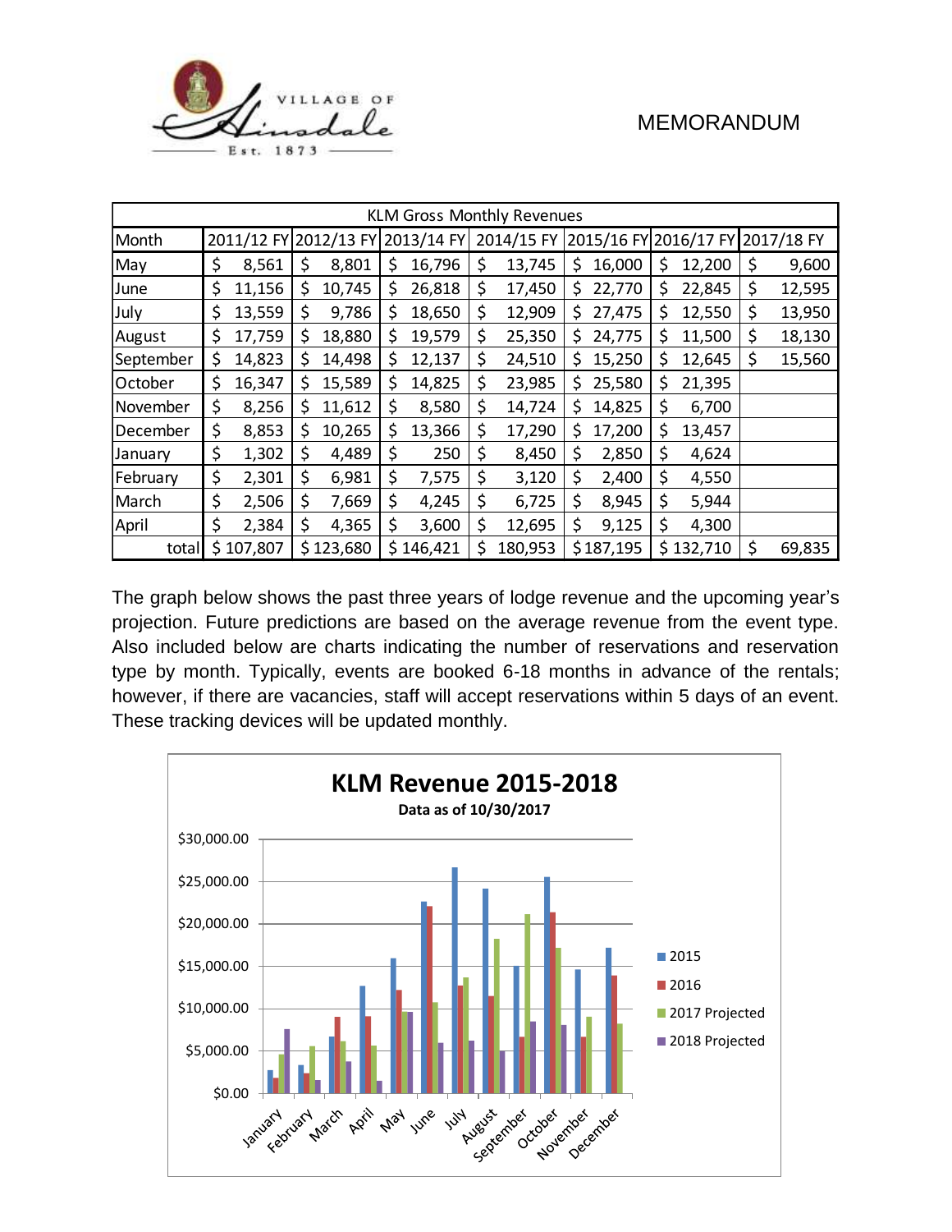MEMORANDUM

| KLM Gross Monthly Revenues | | | | | | | |
|---|---|---|---|---|---|---|---|
| Month | 2011/12 FY | 2012/13 FY | 2013/14 FY | 2014/15 FY | 2015/16 FY | 2016/17 FY | 2017/18 FY |
| May | $ 8,561 | $ 8,801 | $ 16,796 | $ 13,745 | $ 16,000 | $ 12,200 | $ 9,600 |
| June | $ 11,156 | $ 10,745 | $ 26,818 | $ 17,450 | $ 22,770 | $ 22,845 | $ 12,595 |
| July | $ 13,559 | $ 9,786 | $ 18,650 | $ 12,909 | $ 27,475 | $ 12,550 | $ 13,950 |
| August | $ 17,759 | $ 18,880 | $ 19,579 | $ 25,350 | $ 24,775 | $ 11,500 | $ 18,130 |
| September | $ 14,823 | $ 14,498 | $ 12,137 | $ 24,510 | $ 15,250 | $ 12,645 | $ 15,560 |
| October | $ 16,347 | $ 15,589 | $ 14,825 | $ 23,985 | $ 25,580 | $ 21,395 | |
| November | $ 8,256 | $ 11,612 | $ 8,580 | $ 14,724 | $ 14,825 | $ 6,700 | |
| December | $ 8,853 | $ 10,265 | $ 13,366 | $ 17,290 | $ 17,200 | $ 13,457 | |
| January | $ 1,302 | $ 4,489 | $ 250 | $ 8,450 | $ 2,850 | $ 4,624 | |
| February | $ 2,301 | $ 6,981 | $ 7,575 | $ 3,120 | $ 2,400 | $ 4,550 | |
| March | $ 2,506 | $ 7,669 | $ 4,245 | $ 6,725 | $ 8,945 | $ 5,944 | |
| April | $ 2,384 | $ 4,365 | $ 3,600 | $ 12,695 | $ 9,125 | $ 4,300 | |
| total | $ 107,807 | $ 123,680 | $ 146,421 | $ 180,953 | $ 187,195 | $ 132,710 | $ 69,835 |

The graph below shows the past three years of lodge revenue and the upcoming year's projection. Future predictions are based on the average revenue from the event type. Also included below are charts indicating the number of reservations and reservation type by month. Typically, events are booked 6-18 months in advance of the rentals; however, if there are vacancies, staff will accept reservations within 5 days of an event. These tracking devices will be updated monthly.

**KLM Revenue 2015-2018**

Data as of 10/30/2017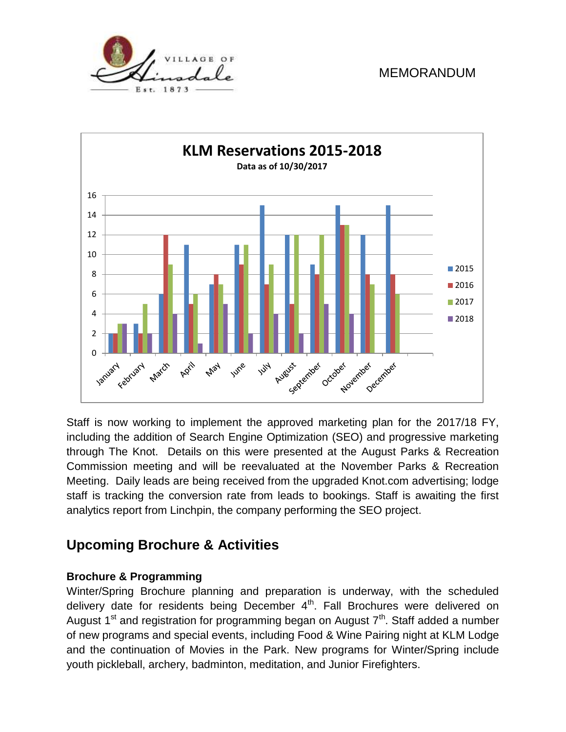**KLM Reservations 2015-2018**

Data as of 10/30/2017

| Month | 2015 | 2016 | 2017 | 2018 |
|---|---|---|---|---|
| January | 2 | 2 | 3 | 3 |
| February | 3 | 2 | 5 | 2 |
| March | 6 | 12 | 9 | 4 |
| April | 11 | 5 | 6 | 1 |
| May | 7 | 8 | 7 | 5 |
| June | 11 | 9 | 11 | 2 |
| July | 15 | 7 | 9 | 4 |
| August | 12 | 5 | 12 | 2 |
| September | 9 | 8 | 12 | 5 |
| October | 15 | 13 | 13 | 4 |
| November | 12 | 8 | 7 | |
| December | 15 | 8 | 6 | |

Staff is now working to implement the approved marketing plan for the 2017/18 FY, including the addition of Search Engine Optimization (SEO) and progressive marketing through The Knot. Details on this were presented at the August Parks & Recreation Commission meeting and will be reevaluated at the November Parks & Recreation Meeting. Daily leads are being received from the upgraded Knot.com advertising; lodge staff is tracking the conversion rate from leads to bookings. Staff is awaiting the first analytics report from Linchpin, the company performing the SEO project.

## Upcoming Brochure & Activities

### Brochure & Programming

Winter/Spring Brochure planning and preparation is underway, with the scheduled delivery date for residents being December 4th. Fall Brochures were delivered on August 1st and registration for programming began on August 7th. Staff added a number of new programs and special events, including Food & Wine Pairing night at KLM Lodge and the continuation of Movies in the Park. New programs for Winter/Spring include youth pickleball, archery, badminton, meditation, and Junior Firefighters.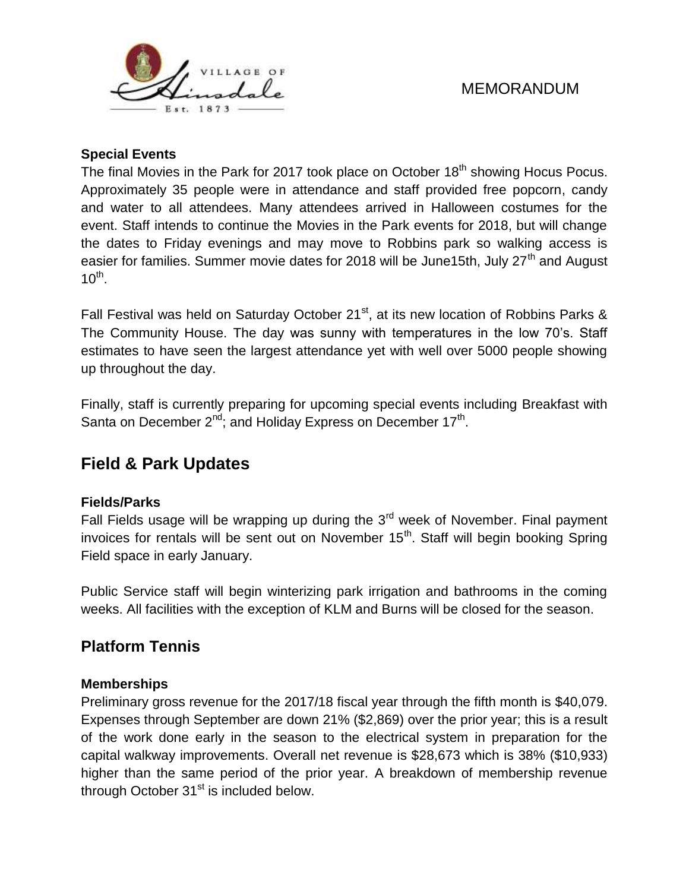MEMORANDUM

### Special Events

The final Movies in the Park for 2017 took place on October 18th showing Hocus Pocus. Approximately 35 people were in attendance and staff provided free popcorn, candy and water to all attendees. Many attendees arrived in Halloween costumes for the event. Staff intends to continue the Movies in the Park events for 2018, but will change the dates to Friday evenings and may move to Robbins park so walking access is easier for families. Summer movie dates for 2018 will be June15th, July 27th and August 10th.

Fall Festival was held on Saturday October 21st, at its new location of Robbins Parks & The Community House. The day was sunny with temperatures in the low 70's. Staff estimates to have seen the largest attendance yet with well over 5000 people showing up throughout the day.

Finally, staff is currently preparing for upcoming special events including Breakfast with Santa on December 2nd; and Holiday Express on December 17th.

## Field & Park Updates

### Fields/Parks

Fall Fields usage will be wrapping up during the 3rd week of November. Final payment invoices for rentals will be sent out on November 15th. Staff will begin booking Spring Field space in early January.

Public Service staff will begin winterizing park irrigation and bathrooms in the coming weeks. All facilities with the exception of KLM and Burns will be closed for the season.

## Platform Tennis

### Memberships

Preliminary gross revenue for the 2017/18 fiscal year through the fifth month is $40,079. Expenses through September are down 21% ($2,869) over the prior year; this is a result of the work done early in the season to the electrical system in preparation for the capital walkway improvements. Overall net revenue is $28,673 which is 38% ($10,933) higher than the same period of the prior year. A breakdown of membership revenue through October 31st is included below.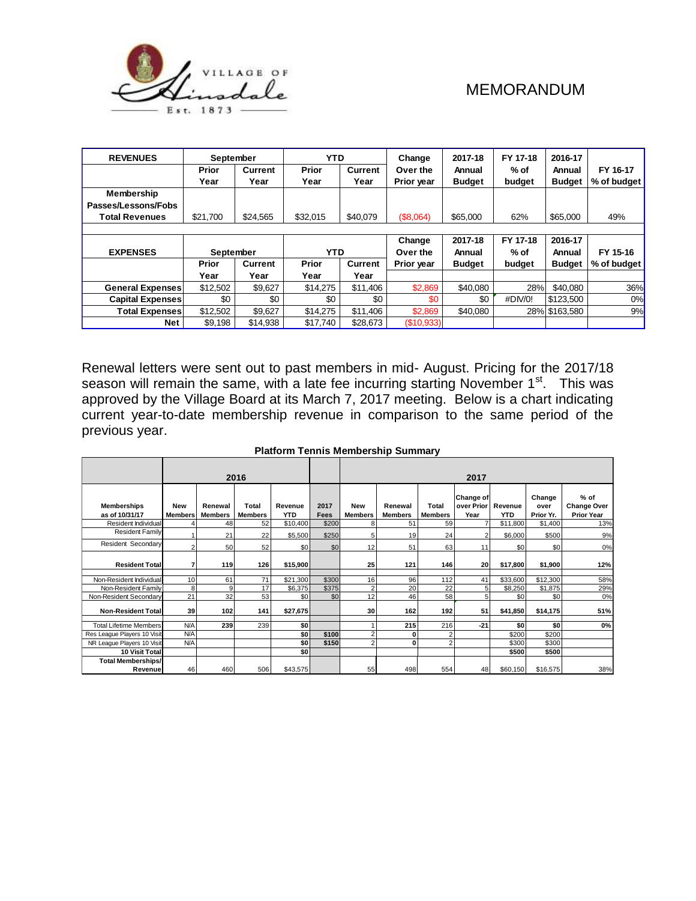VILLAGE OF Hinsdale Est. 1873

# MEMORANDUM

| REVENUES | September | | YTD | | Change | 2017-18 | FY 17-18 | 2016-17 | |
|---|---|---|---|---|---|---|---|---|---|
| | Prior Year | Current Year | Prior Year | Current Year | Over the Prior year | Annual Budget | % of budget | Annual Budget | FY 16-17 % of budget |
| Membership Passes/Lessons/Fobs Total Revenues | $21,700 | $24,565 | $32,015 | $40,079 | ($8,064) | $65,000 | 62% | $65,000 | 49% |
| | | | | | | | | | |
| **EXPENSES** | **September** | | **YTD** | | **Change Over the Prior year** | **2017-18 Annual Budget** | **FY 17-18 % of budget** | **2016-17 Annual Budget** | **FY 15-16 % of budget** |
| | Prior Year | Current Year | Prior Year | Current Year | | | | | |
| General Expenses | $12,502 | $9,627 | $14,275 | $11,406 | $2,869 | $40,080 | 28% | $40,080 | 36% |
| Capital Expenses | $0 | $0 | $0 | $0 | $0 | $0 | #DIV/0! | $123,500 | 0% |
| Total Expenses | $12,502 | $9,627 | $14,275 | $11,406 | $2,869 | $40,080 | 28% | $163,580 | 9% |
| Net | $9,198 | $14,938 | $17,740 | $28,673 | ($10,933) | | | | |

Renewal letters were sent out to past members in mid- August. Pricing for the 2017/18 season will remain the same, with a late fee incurring starting November 1st. This was approved by the Village Board at its March 7, 2017 meeting. Below is a chart indicating current year-to-date membership revenue in comparison to the same period of the previous year.

**Platform Tennis Membership Summary**

| | 2016 | | | | | 2017 | | | | | | |
|---|---|---|---|---|---|---|---|---|---|---|---|---|
| Memberships as of 10/31/17 | New Members | Renewal Members | Total Members | Revenue YTD | 2017 Fees | New Members | Renewal Members | Total Members | Change of over Prior Year | Revenue YTD | Change over Prior Yr. | % of Change Over Prior Year |
| Resident Individual | 4 | 48 | 52 | $10,400 | $200 | 8 | 51 | 59 | 7 | $11,800 | $1,400 | 13% |
| Resident Family | 1 | 21 | 22 | $5,500 | $250 | 5 | 19 | 24 | 2 | $6,000 | $500 | 9% |
| Resident Secondary | 2 | 50 | 52 | $0 | $0 | 12 | 51 | 63 | 11 | $0 | $0 | 0% |
| **Resident Total** | **7** | **119** | **126** | **$15,900** | | **25** | **121** | **146** | **20** | **$17,800** | **$1,900** | **12%** |
| Non-Resident Individual | 10 | 61 | 71 | $21,300 | $300 | 16 | 96 | 112 | 41 | $33,600 | $12,300 | 58% |
| Non-Resident Family | 8 | 9 | 17 | $6,375 | $375 | 2 | 20 | 22 | 5 | $8,250 | $1,875 | 29% |
| Non-Resident Secondary | 21 | 32 | 53 | $0 | $0 | 12 | 46 | 58 | 5 | $0 | $0 | 0% |
| **Non-Resident Total** | **39** | **102** | **141** | **$27,675** | | **30** | **162** | **192** | **51** | **$41,850** | **$14,175** | **51%** |
| Total Lifetime Members | N/A | **239** | 239 | **$0** | | 1 | **215** | 216 | **-21** | **$0** | **$0** | **0%** |
| Res League Players 10 Visit | N/A | | | **$0** | **$100** | 2 | **0** | 2 | | $200 | $200 | |
| NR League Players 10 Visit | N/A | | | **$0** | **$150** | 2 | **0** | 2 | | $300 | $300 | |
| **10 Visit Total** | | | | **$0** | | | | | | **$500** | **$500** | |
| **Total Memberships/ Revenue** | 46 | 460 | 506 | $43,575 | | 55 | 498 | 554 | 48 | $60,150 | $16,575 | 38% |